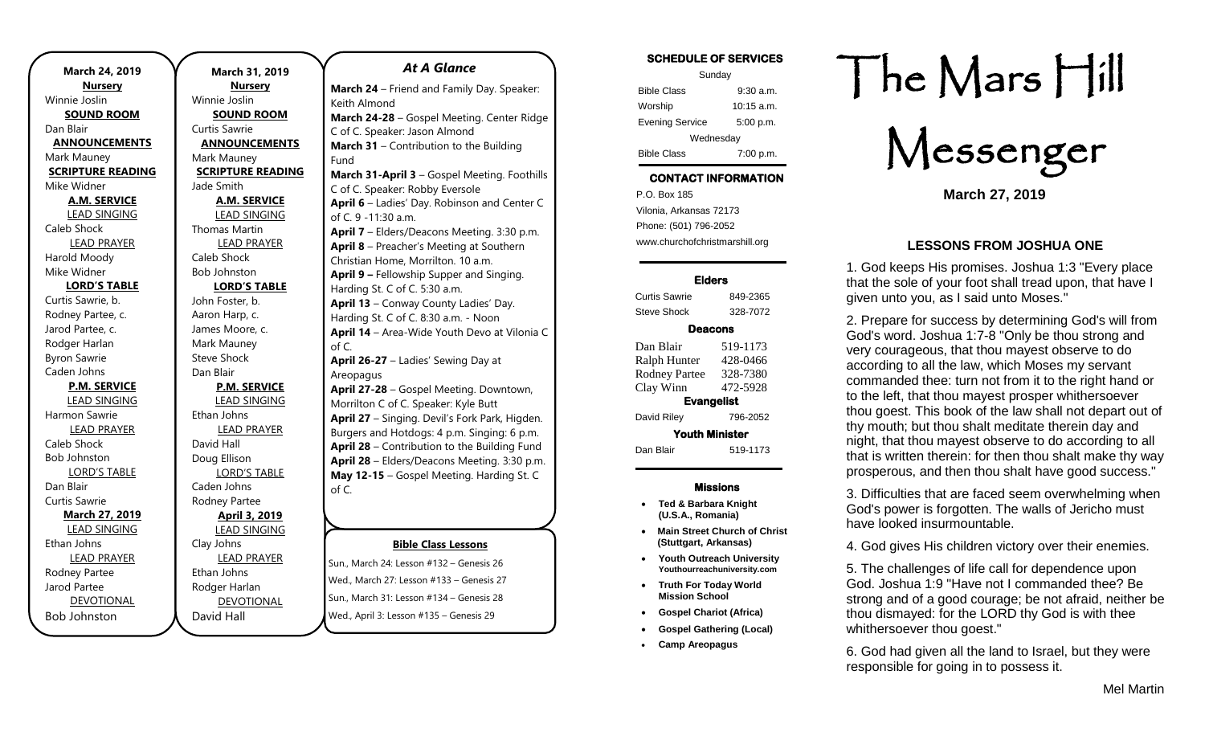**March 24, 2019**

**NURSERY**
Winnie Joslin

**SOUND ROOM**
Dan Blair

**ANNOUNCEMENTS**
Mark Mauney

**SCRIPTURE READING**
Mike Widner

**A.M. SERVICE**

LEAD SINGING
Caleb Shock

LEAD PRAYER
Harold Moody
Mike Widner

**LORD'S TABLE**
Curtis Sawrie, b.
Rodney Partee, c.
Jarod Partee, c.
Rodger Harlan
Byron Sawrie
Caden Johns

**P.M. SERVICE**

LEAD SINGING
Harmon Sawrie

LEAD PRAYER
Caleb Shock
Bob Johnston

LORD'S TABLE
Dan Blair
Curtis Sawrie

**March 27, 2019**

LEAD SINGING
Ethan Johns

LEAD PRAYER
Rodney Partee
Jarod Partee

DEVOTIONAL
Bob Johnston

**March 31, 2019**

**NURSERY**
Winnie Joslin

**SOUND ROOM**
Curtis Sawrie

**ANNOUNCEMENTS**
Mark Mauney

**SCRIPTURE READING**
Jade Smith

**A.M. SERVICE**

LEAD SINGING
Thomas Martin

LEAD PRAYER
Caleb Shock
Bob Johnston

**LORD'S TABLE**
John Foster, b.
Aaron Harp, c.
James Moore, c.
Mark Mauney
Steve Shock
Dan Blair

**P.M. SERVICE**

LEAD SINGING
Ethan Johns

LEAD PRAYER
David Hall
Doug Ellison

LORD'S TABLE
Caden Johns
Rodney Partee

**April 3, 2019**

LEAD SINGING
Clay Johns

LEAD PRAYER
Ethan Johns
Rodger Harlan

DEVOTIONAL
David Hall

## *At A Glance*

**March 24** – Friend and Family Day. Speaker: Keith Almond
**March 24-28** – Gospel Meeting. Center Ridge C of C. Speaker: Jason Almond
**March 31** – Contribution to the Building Fund
**March 31-April 3** – Gospel Meeting. Foothills C of C. Speaker: Robby Eversole
**April 6** – Ladies' Day. Robinson and Center C of C. 9 -11:30 a.m.
**April 7** – Elders/Deacons Meeting. 3:30 p.m.
**April 8** – Preacher's Meeting at Southern Christian Home, Morrilton. 10 a.m.
**April 9 –** Fellowship Supper and Singing. Harding St. C of C. 5:30 a.m.
**April 13** – Conway County Ladies' Day. Harding St. C of C. 8:30 a.m. - Noon
**April 14** – Area-Wide Youth Devo at Vilonia C of C.
**April 26-27** – Ladies' Sewing Day at Areopagus
**April 27-28** – Gospel Meeting. Downtown, Morrilton C of C. Speaker: Kyle Butt
**April 27** – Singing. Devil's Fork Park, Higden. Burgers and Hotdogs: 4 p.m. Singing: 6 p.m.
**April 28** – Contribution to the Building Fund
**April 28** – Elders/Deacons Meeting. 3:30 p.m.
**May 12-15** – Gospel Meeting. Harding St. C of C.

**Bible Class Lessons**

Sun., March 24: Lesson #132 – Genesis 26
Wed., March 27: Lesson #133 – Genesis 27
Sun., March 31: Lesson #134 – Genesis 28
Wed., April 3: Lesson #135 – Genesis 29

**SCHEDULE OF SERVICES**

| Sunday | |
|---|---|
| Bible Class | 9:30 a.m. |
| Worship | 10:15 a.m. |
| Evening Service | 5:00 p.m. |
| Wednesday | |
| Bible Class | 7:00 p.m. |

**CONTACT INFORMATION**

P.O. Box 185
Vilonia, Arkansas 72173
Phone: (501) 796-2052
www.churchofchristmarshill.org

**Elders**

Curtis Sawrie 849-2365
Steve Shock 328-7072

**Deacons**

Dan Blair 519-1173
Ralph Hunter 428-0466
Rodney Partee 328-7380
Clay Winn 472-5928

**Evangelist**

David Riley 796-2052

**Youth Minister**

Dan Blair 519-1173

**Missions**

- **Ted & Barbara Knight (U.S.A., Romania)**
- **Main Street Church of Christ (Stuttgart, Arkansas)**
- **Youth Outreach University Youthourreachuniversity.com**
- **Truth For Today World Mission School**
- **Gospel Chariot (Africa)**
- **Gospel Gathering (Local)**
- **Camp Areopagus**

# The Mars Hill Messenger

**March 27, 2019**

## LESSONS FROM JOSHUA ONE

1. God keeps His promises. Joshua 1:3 "Every place that the sole of your foot shall tread upon, that have I given unto you, as I said unto Moses."

2. Prepare for success by determining God's will from God's word. Joshua 1:7-8 "Only be thou strong and very courageous, that thou mayest observe to do according to all the law, which Moses my servant commanded thee: turn not from it to the right hand or to the left, that thou mayest prosper whithersoever thou goest. This book of the law shall not depart out of thy mouth; but thou shalt meditate therein day and night, that thou mayest observe to do according to all that is written therein: for then thou shalt make thy way prosperous, and then thou shalt have good success."

3. Difficulties that are faced seem overwhelming when God's power is forgotten. The walls of Jericho must have looked insurmountable.

4. God gives His children victory over their enemies.

5. The challenges of life call for dependence upon God. Joshua 1:9 "Have not I commanded thee? Be strong and of a good courage; be not afraid, neither be thou dismayed: for the LORD thy God is with thee whithersoever thou goest."

6. God had given all the land to Israel, but they were responsible for going in to possess it.

Mel Martin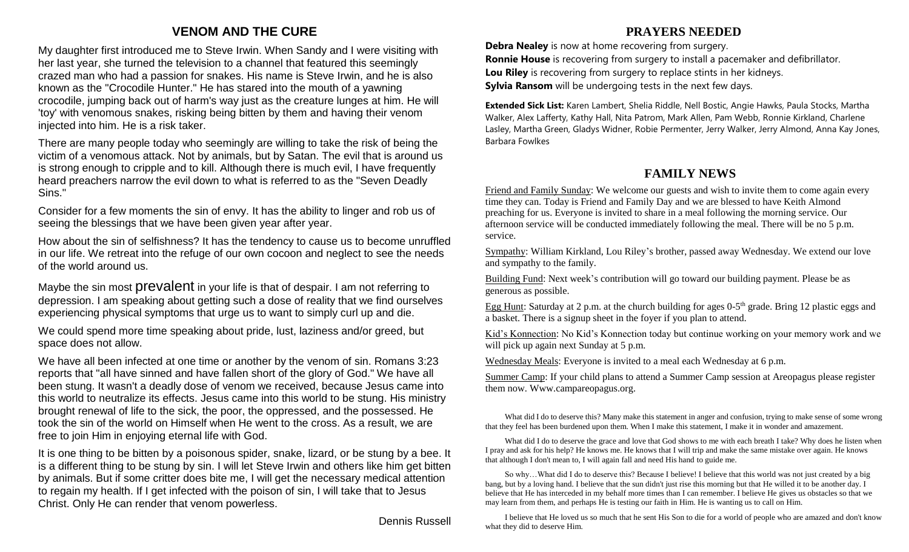## VENOM AND THE CURE

My daughter first introduced me to Steve Irwin. When Sandy and I were visiting with her last year, she turned the television to a channel that featured this seemingly crazed man who had a passion for snakes. His name is Steve Irwin, and he is also known as the "Crocodile Hunter." He has stared into the mouth of a yawning crocodile, jumping back out of harm's way just as the creature lunges at him. He will 'toy' with venomous snakes, risking being bitten by them and having their venom injected into him. He is a risk taker.

There are many people today who seemingly are willing to take the risk of being the victim of a venomous attack. Not by animals, but by Satan. The evil that is around us is strong enough to cripple and to kill. Although there is much evil, I have frequently heard preachers narrow the evil down to what is referred to as the "Seven Deadly Sins."

Consider for a few moments the sin of envy. It has the ability to linger and rob us of seeing the blessings that we have been given year after year.

How about the sin of selfishness? It has the tendency to cause us to become unruffled in our life. We retreat into the refuge of our own cocoon and neglect to see the needs of the world around us.

Maybe the sin most prevalent in your life is that of despair. I am not referring to depression. I am speaking about getting such a dose of reality that we find ourselves experiencing physical symptoms that urge us to want to simply curl up and die.

We could spend more time speaking about pride, lust, laziness and/or greed, but space does not allow.

We have all been infected at one time or another by the venom of sin. Romans 3:23 reports that "all have sinned and have fallen short of the glory of God." We have all been stung. It wasn't a deadly dose of venom we received, because Jesus came into this world to neutralize its effects. Jesus came into this world to be stung. His ministry brought renewal of life to the sick, the poor, the oppressed, and the possessed. He took the sin of the world on Himself when He went to the cross. As a result, we are free to join Him in enjoying eternal life with God.

It is one thing to be bitten by a poisonous spider, snake, lizard, or be stung by a bee. It is a different thing to be stung by sin. I will let Steve Irwin and others like him get bitten by animals. But if some critter does bite me, I will get the necessary medical attention to regain my health. If I get infected with the poison of sin, I will take that to Jesus Christ. Only He can render that venom powerless.

Dennis Russell

## PRAYERS NEEDED

**Debra Nealey** is now at home recovering from surgery.
**Ronnie House** is recovering from surgery to install a pacemaker and defibrillator.
**Lou Riley** is recovering from surgery to replace stints in her kidneys.
**Sylvia Ransom** will be undergoing tests in the next few days.

**Extended Sick List:** Karen Lambert, Shelia Riddle, Nell Bostic, Angie Hawks, Paula Stocks, Martha Walker, Alex Lafferty, Kathy Hall, Nita Patrom, Mark Allen, Pam Webb, Ronnie Kirkland, Charlene Lasley, Martha Green, Gladys Widner, Robie Permenter, Jerry Walker, Jerry Almond, Anna Kay Jones, Barbara Fowlkes

## FAMILY NEWS

Friend and Family Sunday: We welcome our guests and wish to invite them to come again every time they can. Today is Friend and Family Day and we are blessed to have Keith Almond preaching for us. Everyone is invited to share in a meal following the morning service. Our afternoon service will be conducted immediately following the meal. There will be no 5 p.m. service.

Sympathy: William Kirkland, Lou Riley's brother, passed away Wednesday. We extend our love and sympathy to the family.

Building Fund: Next week's contribution will go toward our building payment. Please be as generous as possible.

Egg Hunt: Saturday at 2 p.m. at the church building for ages 0-5th grade. Bring 12 plastic eggs and a basket. There is a signup sheet in the foyer if you plan to attend.

Kid's Konnection: No Kid's Konnection today but continue working on your memory work and we will pick up again next Sunday at 5 p.m.

Wednesday Meals: Everyone is invited to a meal each Wednesday at 6 p.m.

Summer Camp: If your child plans to attend a Summer Camp session at Areopagus please register them now. Www.campareopagus.org.

What did I do to deserve this? Many make this statement in anger and confusion, trying to make sense of some wrong that they feel has been burdened upon them. When I make this statement, I make it in wonder and amazement.

What did I do to deserve the grace and love that God shows to me with each breath I take? Why does he listen when I pray and ask for his help? He knows me. He knows that I will trip and make the same mistake over again. He knows that although I don't mean to, I will again fall and need His hand to guide me.

So why…What did I do to deserve this? Because I believe! I believe that this world was not just created by a big bang, but by a loving hand. I believe that the sun didn't just rise this morning but that He willed it to be another day. I believe that He has interceded in my behalf more times than I can remember. I believe He gives us obstacles so that we may learn from them, and perhaps He is testing our faith in Him. He is wanting us to call on Him.

I believe that He loved us so much that he sent His Son to die for a world of people who are amazed and don't know what they did to deserve Him.